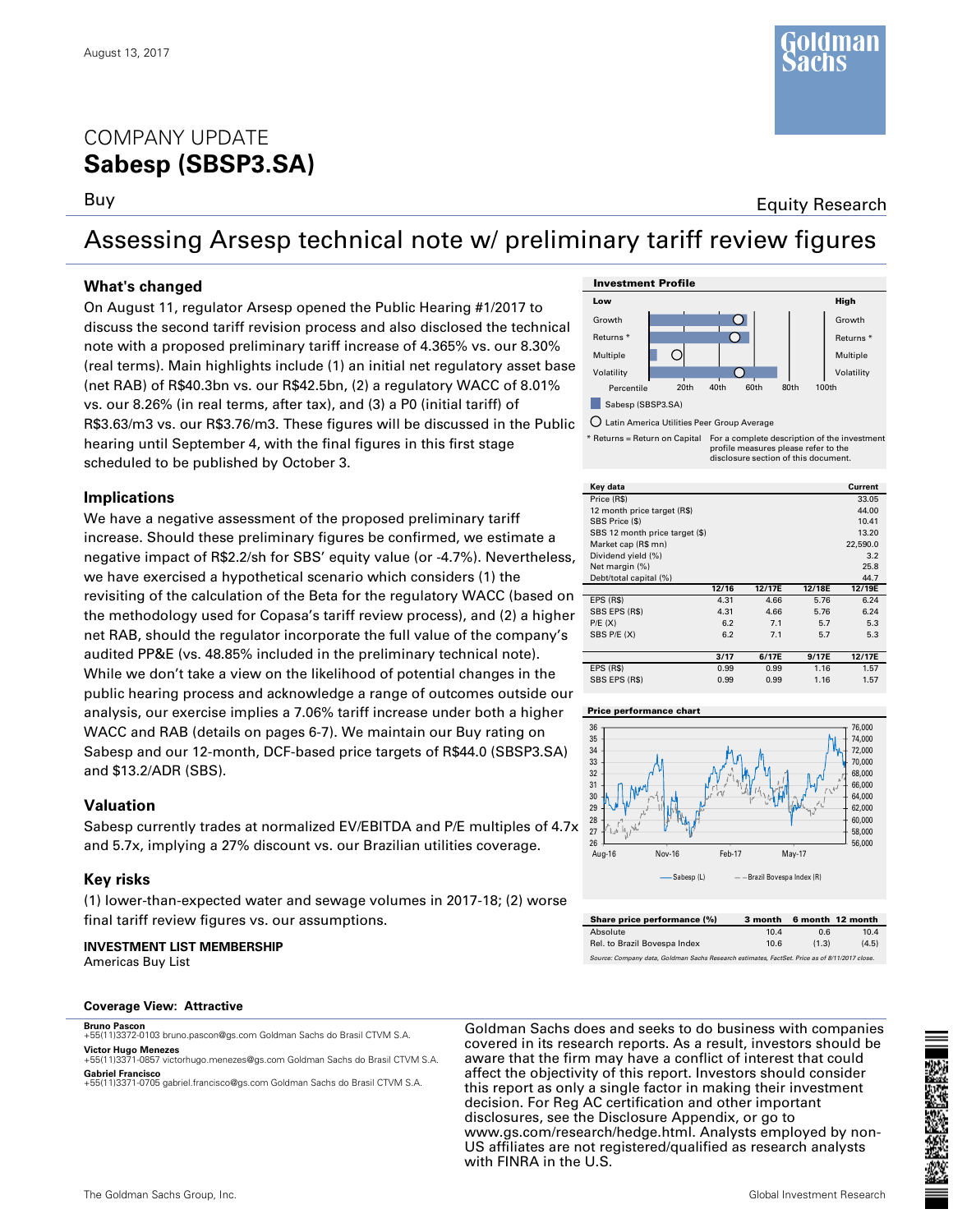August 13, 2017

# COMPANY UPDATE
# Sabesp (SBSP3.SA)

Buy

Equity Research

## Assessing Arsesp technical note w/ preliminary tariff review figures

### What's changed

On August 11, regulator Arsesp opened the Public Hearing #1/2017 to discuss the second tariff revision process and also disclosed the technical note with a proposed preliminary tariff increase of 4.365% vs. our 8.30% (real terms). Main highlights include (1) an initial net regulatory asset base (net RAB) of R$40.3bn vs. our R$42.5bn, (2) a regulatory WACC of 8.01% vs. our 8.26% (in real terms, after tax), and (3) a P0 (initial tariff) of R$3.63/m3 vs. our R$3.76/m3. These figures will be discussed in the Public hearing until September 4, with the final figures in this first stage scheduled to be published by October 3.

### Implications

We have a negative assessment of the proposed preliminary tariff increase. Should these preliminary figures be confirmed, we estimate a negative impact of R$2.2/sh for SBS' equity value (or -4.7%). Nevertheless, we have exercised a hypothetical scenario which considers (1) the revisiting of the calculation of the Beta for the regulatory WACC (based on the methodology used for Copasa's tariff review process), and (2) a higher net RAB, should the regulator incorporate the full value of the company's audited PP&E (vs. 48.85% included in the preliminary technical note). While we don't take a view on the likelihood of potential changes in the public hearing process and acknowledge a range of outcomes outside our analysis, our exercise implies a 7.06% tariff increase under both a higher WACC and RAB (details on pages 6-7). We maintain our Buy rating on Sabesp and our 12-month, DCF-based price targets of R$44.0 (SBSP3.SA) and $13.2/ADR (SBS).

### Valuation

Sabesp currently trades at normalized EV/EBITDA and P/E multiples of 4.7x and 5.7x, implying a 27% discount vs. our Brazilian utilities coverage.

### Key risks

(1) lower-than-expected water and sewage volumes in 2017-18; (2) worse final tariff review figures vs. our assumptions.

**INVESTMENT LIST MEMBERSHIP**
Americas Buy List

**Coverage View: Attractive**

**Investment Profile**

| Low | | High |
|---|---|---|
| Growth | | Growth |
| Returns * | | Returns * |
| Multiple | | Multiple |
| Volatility | | Volatility |

Percentile: 20th, 40th, 60th, 80th, 100th

Sabesp (SBSP3.SA)

Latin America Utilities Peer Group Average

\* Returns = Return on Capital. For a complete description of the investment profile measures please refer to the disclosure section of this document.

| Key data | | | | Current |
|---|---|---|---|---|
| Price (R$) | | | | 33.05 |
| 12 month price target (R$) | | | | 44.00 |
| SBS Price ($) | | | | 10.41 |
| SBS 12 month price target ($) | | | | 13.20 |
| Market cap (R$ mn) | | | | 22,590.0 |
| Dividend yield (%) | | | | 3.2 |
| Net margin (%) | | | | 25.8 |
| Debt/total capital (%) | | | | 44.7 |
| | 12/16 | 12/17E | 12/18E | 12/19E |
| EPS (R$) | 4.31 | 4.66 | 5.76 | 6.24 |
| SBS EPS (R$) | 4.31 | 4.66 | 5.76 | 6.24 |
| P/E (X) | 6.2 | 7.1 | 5.7 | 5.3 |
| SBS P/E (X) | 6.2 | 7.1 | 5.7 | 5.3 |
| | 3/17 | 6/17E | 9/17E | 12/17E |
| EPS (R$) | 0.99 | 0.99 | 1.16 | 1.57 |
| SBS EPS (R$) | 0.99 | 0.99 | 1.16 | 1.57 |

**Price performance chart**

Sabesp (L) — Brazil Bovespa Index (R)

| Share price performance (%) | 3 month | 6 month | 12 month |
|---|---|---|---|
| Absolute | 10.4 | 0.6 | 10.4 |
| Rel. to Brazil Bovespa Index | 10.6 | (1.3) | (4.5) |

Source: Company data, Goldman Sachs Research estimates, FactSet. Price as of 8/11/2017 close.

**Bruno Pascon**
+55(11)3372-0103 bruno.pascon@gs.com Goldman Sachs do Brasil CTVM S.A.

**Victor Hugo Menezes**
+55(11)3371-0857 victorhugo.menezes@gs.com Goldman Sachs do Brasil CTVM S.A.

**Gabriel Francisco**
+55(11)3371-0705 gabriel.francisco@gs.com Goldman Sachs do Brasil CTVM S.A.

Goldman Sachs does and seeks to do business with companies covered in its research reports. As a result, investors should be aware that the firm may have a conflict of interest that could affect the objectivity of this report. Investors should consider this report as only a single factor in making their investment decision. For Reg AC certification and other important disclosures, see the Disclosure Appendix, or go to www.gs.com/research/hedge.html. Analysts employed by non-US affiliates are not registered/qualified as research analysts with FINRA in the U.S.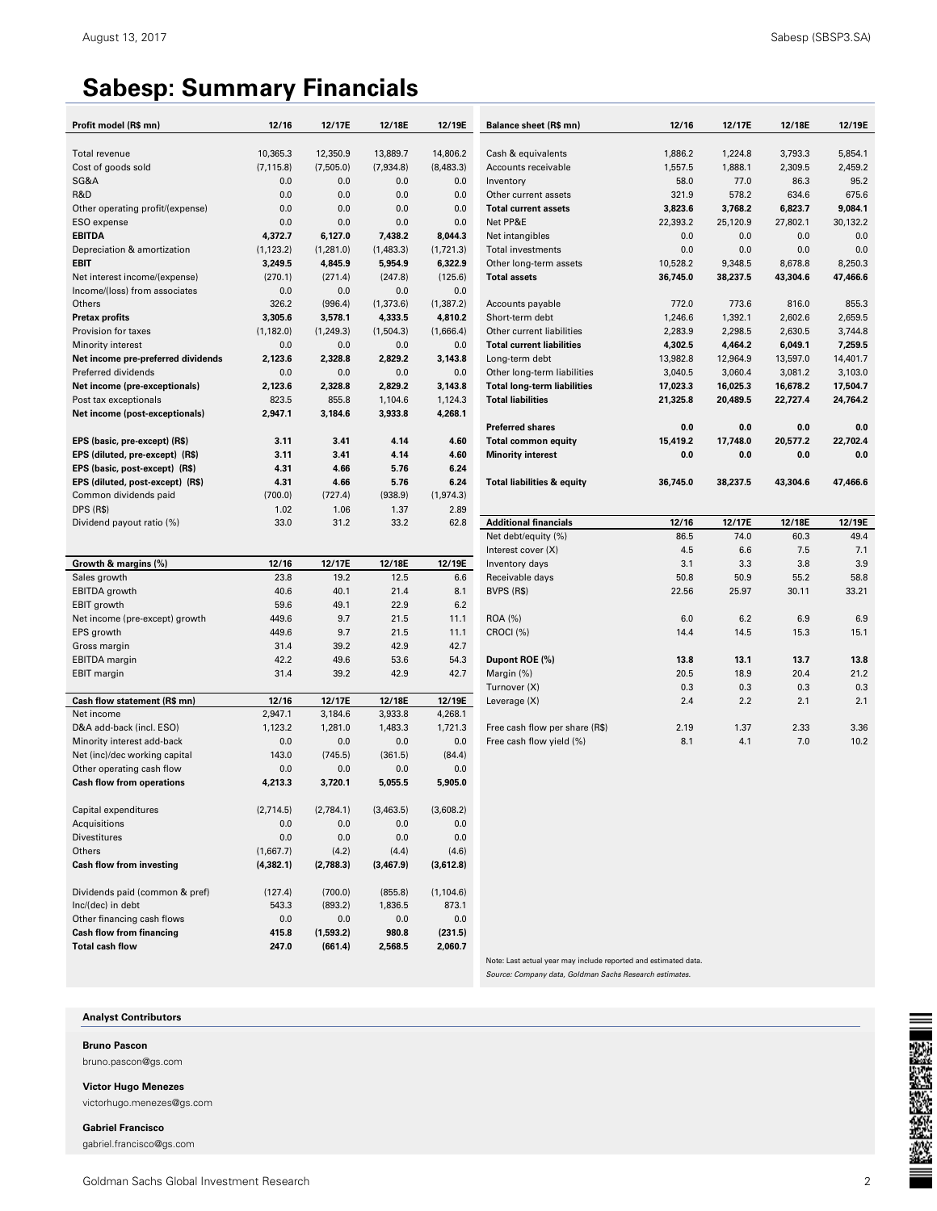# Sabesp: Summary Financials

| Profit model (R$ mn) | 12/16 | 12/17E | 12/18E | 12/19E |
|---|---|---|---|---|
| Total revenue | 10,365.3 | 12,350.9 | 13,889.7 | 14,806.2 |
| Cost of goods sold | (7,115.8) | (7,505.0) | (7,934.8) | (8,483.3) |
| SG&A | 0.0 | 0.0 | 0.0 | 0.0 |
| R&D | 0.0 | 0.0 | 0.0 | 0.0 |
| Other operating profit/(expense) | 0.0 | 0.0 | 0.0 | 0.0 |
| ESO expense | 0.0 | 0.0 | 0.0 | 0.0 |
| **EBITDA** | **4,372.7** | **6,127.0** | **7,438.2** | **8,044.3** |
| Depreciation & amortization | (1,123.2) | (1,281.0) | (1,483.3) | (1,721.3) |
| **EBIT** | **3,249.5** | **4,845.9** | **5,954.9** | **6,322.9** |
| Net interest income/(expense) | (270.1) | (271.4) | (247.8) | (125.6) |
| Income/(loss) from associates | 0.0 | 0.0 | 0.0 | 0.0 |
| Others | 326.2 | (996.4) | (1,373.6) | (1,387.2) |
| **Pretax profits** | **3,305.6** | **3,578.1** | **4,333.5** | **4,810.2** |
| Provision for taxes | (1,182.0) | (1,249.3) | (1,504.3) | (1,666.4) |
| Minority interest | 0.0 | 0.0 | 0.0 | 0.0 |
| **Net income pre-preferred dividends** | **2,123.6** | **2,328.8** | **2,829.2** | **3,143.8** |
| Preferred dividends | 0.0 | 0.0 | 0.0 | 0.0 |
| **Net income (pre-exceptionals)** | **2,123.6** | **2,328.8** | **2,829.2** | **3,143.8** |
| Post tax exceptionals | 823.5 | 855.8 | 1,104.6 | 1,124.3 |
| **Net income (post-exceptionals)** | **2,947.1** | **3,184.6** | **3,933.8** | **4,268.1** |
| | | | | |
| **EPS (basic, pre-except) (R$)** | **3.11** | **3.41** | **4.14** | **4.60** |
| **EPS (diluted, pre-except) (R$)** | **3.11** | **3.41** | **4.14** | **4.60** |
| **EPS (basic, post-except) (R$)** | **4.31** | **4.66** | **5.76** | **6.24** |
| **EPS (diluted, post-except) (R$)** | **4.31** | **4.66** | **5.76** | **6.24** |
| Common dividends paid | (700.0) | (727.4) | (938.9) | (1,974.3) |
| DPS (R$) | 1.02 | 1.06 | 1.37 | 2.89 |
| Dividend payout ratio (%) | 33.0 | 31.2 | 33.2 | 62.8 |

| Growth & margins (%) | 12/16 | 12/17E | 12/18E | 12/19E |
|---|---|---|---|---|
| Sales growth | 23.8 | 19.2 | 12.5 | 6.6 |
| EBITDA growth | 40.6 | 40.1 | 21.4 | 8.1 |
| EBIT growth | 59.6 | 49.1 | 22.9 | 6.2 |
| Net income (pre-except) growth | 449.6 | 9.7 | 21.5 | 11.1 |
| EPS growth | 449.6 | 9.7 | 21.5 | 11.1 |
| Gross margin | 31.4 | 39.2 | 42.9 | 42.7 |
| EBITDA margin | 42.2 | 49.6 | 53.6 | 54.3 |
| EBIT margin | 31.4 | 39.2 | 42.9 | 42.7 |

| Cash flow statement (R$ mn) | 12/16 | 12/17E | 12/18E | 12/19E |
|---|---|---|---|---|
| Net income | 2,947.1 | 3,184.6 | 3,933.8 | 4,268.1 |
| D&A add-back (incl. ESO) | 1,123.2 | 1,281.0 | 1,483.3 | 1,721.3 |
| Minority interest add-back | 0.0 | 0.0 | 0.0 | 0.0 |
| Net (inc)/dec working capital | 143.0 | (745.5) | (361.5) | (84.4) |
| Other operating cash flow | 0.0 | 0.0 | 0.0 | 0.0 |
| **Cash flow from operations** | **4,213.3** | **3,720.1** | **5,055.5** | **5,905.0** |
| | | | | |
| Capital expenditures | (2,714.5) | (2,784.1) | (3,463.5) | (3,608.2) |
| Acquisitions | 0.0 | 0.0 | 0.0 | 0.0 |
| Divestitures | 0.0 | 0.0 | 0.0 | 0.0 |
| Others | (1,667.7) | (4.2) | (4.4) | (4.6) |
| **Cash flow from investing** | **(4,382.1)** | **(2,788.3)** | **(3,467.9)** | **(3,612.8)** |
| | | | | |
| Dividends paid (common & pref) | (127.4) | (700.0) | (855.8) | (1,104.6) |
| Inc/(dec) in debt | 543.3 | (893.2) | 1,836.5 | 873.1 |
| Other financing cash flows | 0.0 | 0.0 | 0.0 | 0.0 |
| **Cash flow from financing** | **415.8** | **(1,593.2)** | **980.8** | **(231.5)** |
| **Total cash flow** | **247.0** | **(661.4)** | **2,568.5** | **2,060.7** |

| Balance sheet (R$ mn) | 12/16 | 12/17E | 12/18E | 12/19E |
|---|---|---|---|---|
| Cash & equivalents | 1,886.2 | 1,224.8 | 3,793.3 | 5,854.1 |
| Accounts receivable | 1,557.5 | 1,888.1 | 2,309.5 | 2,459.2 |
| Inventory | 58.0 | 77.0 | 86.3 | 95.2 |
| Other current assets | 321.9 | 578.2 | 634.6 | 675.6 |
| **Total current assets** | **3,823.6** | **3,768.2** | **6,823.7** | **9,084.1** |
| Net PP&E | 22,393.2 | 25,120.9 | 27,802.1 | 30,132.2 |
| Net intangibles | 0.0 | 0.0 | 0.0 | 0.0 |
| Total investments | 0.0 | 0.0 | 0.0 | 0.0 |
| Other long-term assets | 10,528.2 | 9,348.5 | 8,678.8 | 8,250.3 |
| **Total assets** | **36,745.0** | **38,237.5** | **43,304.6** | **47,466.6** |
| | | | | |
| Accounts payable | 772.0 | 773.6 | 816.0 | 855.3 |
| Short-term debt | 1,246.6 | 1,392.1 | 2,602.6 | 2,659.5 |
| Other current liabilities | 2,283.9 | 2,298.5 | 2,630.5 | 3,744.8 |
| **Total current liabilities** | **4,302.5** | **4,464.2** | **6,049.1** | **7,259.5** |
| Long-term debt | 13,982.8 | 12,964.9 | 13,597.0 | 14,401.7 |
| Other long-term liabilities | 3,040.5 | 3,060.4 | 3,081.2 | 3,103.0 |
| **Total long-term liabilities** | **17,023.3** | **16,025.3** | **16,678.2** | **17,504.7** |
| **Total liabilities** | **21,325.8** | **20,489.5** | **22,727.4** | **24,764.2** |
| | | | | |
| **Preferred shares** | **0.0** | **0.0** | **0.0** | **0.0** |
| **Total common equity** | **15,419.2** | **17,748.0** | **20,577.2** | **22,702.4** |
| **Minority interest** | **0.0** | **0.0** | **0.0** | **0.0** |
| | | | | |
| **Total liabilities & equity** | **36,745.0** | **38,237.5** | **43,304.6** | **47,466.6** |

| Additional financials | 12/16 | 12/17E | 12/18E | 12/19E |
|---|---|---|---|---|
| Net debt/equity (%) | 86.5 | 74.0 | 60.3 | 49.4 |
| Interest cover (X) | 4.5 | 6.6 | 7.5 | 7.1 |
| Inventory days | 3.1 | 3.3 | 3.8 | 3.9 |
| Receivable days | 50.8 | 50.9 | 55.2 | 58.8 |
| BVPS (R$) | 22.56 | 25.97 | 30.11 | 33.21 |
| | | | | |
| ROA (%) | 6.0 | 6.2 | 6.9 | 6.9 |
| CROCI (%) | 14.4 | 14.5 | 15.3 | 15.1 |
| | | | | |
| **Dupont ROE (%)** | **13.8** | **13.1** | **13.7** | **13.8** |
| Margin (%) | 20.5 | 18.9 | 20.4 | 21.2 |
| Turnover (X) | 0.3 | 0.3 | 0.3 | 0.3 |
| Leverage (X) | 2.4 | 2.2 | 2.1 | 2.1 |
| | | | | |
| Free cash flow per share (R$) | 2.19 | 1.37 | 2.33 | 3.36 |
| Free cash flow yield (%) | 8.1 | 4.1 | 7.0 | 10.2 |

Note: Last actual year may include reported and estimated data.

*Source: Company data, Goldman Sachs Research estimates.*

**Analyst Contributors**

**Bruno Pascon**
bruno.pascon@gs.com

**Victor Hugo Menezes**
victorhugo.menezes@gs.com

**Gabriel Francisco**
gabriel.francisco@gs.com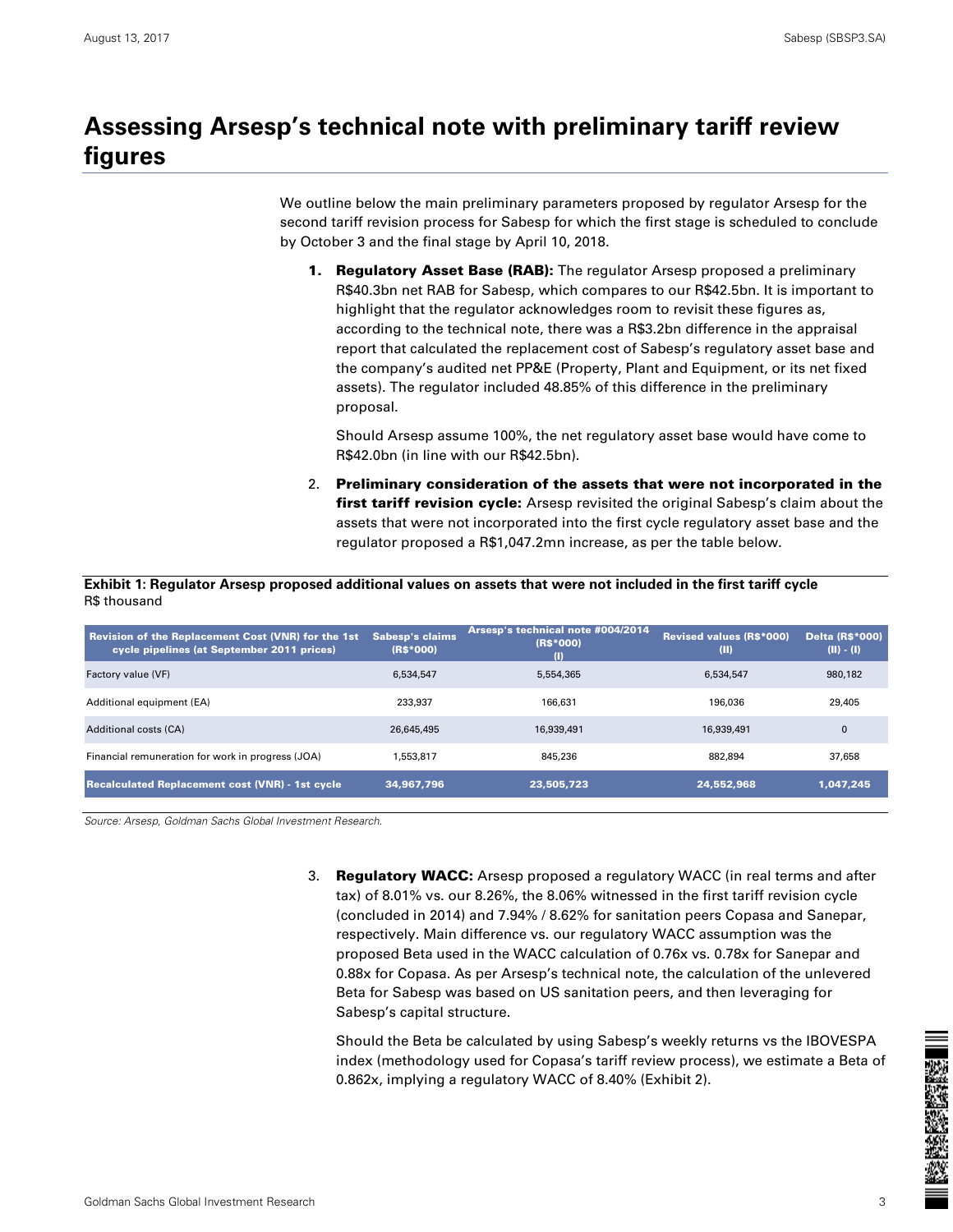# Assessing Arsesp's technical note with preliminary tariff review figures

We outline below the main preliminary parameters proposed by regulator Arsesp for the second tariff revision process for Sabesp for which the first stage is scheduled to conclude by October 3 and the final stage by April 10, 2018.

1. **Regulatory Asset Base (RAB):** The regulator Arsesp proposed a preliminary R$40.3bn net RAB for Sabesp, which compares to our R$42.5bn. It is important to highlight that the regulator acknowledges room to revisit these figures as, according to the technical note, there was a R$3.2bn difference in the appraisal report that calculated the replacement cost of Sabesp's regulatory asset base and the company's audited net PP&E (Property, Plant and Equipment, or its net fixed assets). The regulator included 48.85% of this difference in the preliminary proposal.

   Should Arsesp assume 100%, the net regulatory asset base would have come to R$42.0bn (in line with our R$42.5bn).

2. **Preliminary consideration of the assets that were not incorporated in the first tariff revision cycle:** Arsesp revisited the original Sabesp's claim about the assets that were not incorporated into the first cycle regulatory asset base and the regulator proposed a R$1,047.2mn increase, as per the table below.

**Exhibit 1: Regulator Arsesp proposed additional values on assets that were not included in the first tariff cycle**
R$ thousand

| Revision of the Replacement Cost (VNR) for the 1st cycle pipelines (at September 2011 prices) | Sabesp's claims (R$*000) | Arsesp's technical note #004/2014 (R$*000) (I) | Revised values (R$*000) (II) | Delta (R$*000) (II) - (I) |
|---|---|---|---|---|
| Factory value (VF) | 6,534,547 | 5,554,365 | 6,534,547 | 980,182 |
| Additional equipment (EA) | 233,937 | 166,631 | 196,036 | 29,405 |
| Additional costs (CA) | 26,645,495 | 16,939,491 | 16,939,491 | 0 |
| Financial remuneration for work in progress (JOA) | 1,553,817 | 845,236 | 882,894 | 37,658 |
| **Recalculated Replacement cost (VNR) - 1st cycle** | **34,967,796** | **23,505,723** | **24,552,968** | **1,047,245** |

*Source: Arsesp, Goldman Sachs Global Investment Research.*

3. **Regulatory WACC:** Arsesp proposed a regulatory WACC (in real terms and after tax) of 8.01% vs. our 8.26%, the 8.06% witnessed in the first tariff revision cycle (concluded in 2014) and 7.94% / 8.62% for sanitation peers Copasa and Sanepar, respectively. Main difference vs. our regulatory WACC assumption was the proposed Beta used in the WACC calculation of 0.76x vs. 0.78x for Sanepar and 0.88x for Copasa. As per Arsesp's technical note, the calculation of the unlevered Beta for Sabesp was based on US sanitation peers, and then leveraging for Sabesp's capital structure.

   Should the Beta be calculated by using Sabesp's weekly returns vs the IBOVESPA index (methodology used for Copasa's tariff review process), we estimate a Beta of 0.862x, implying a regulatory WACC of 8.40% (Exhibit 2).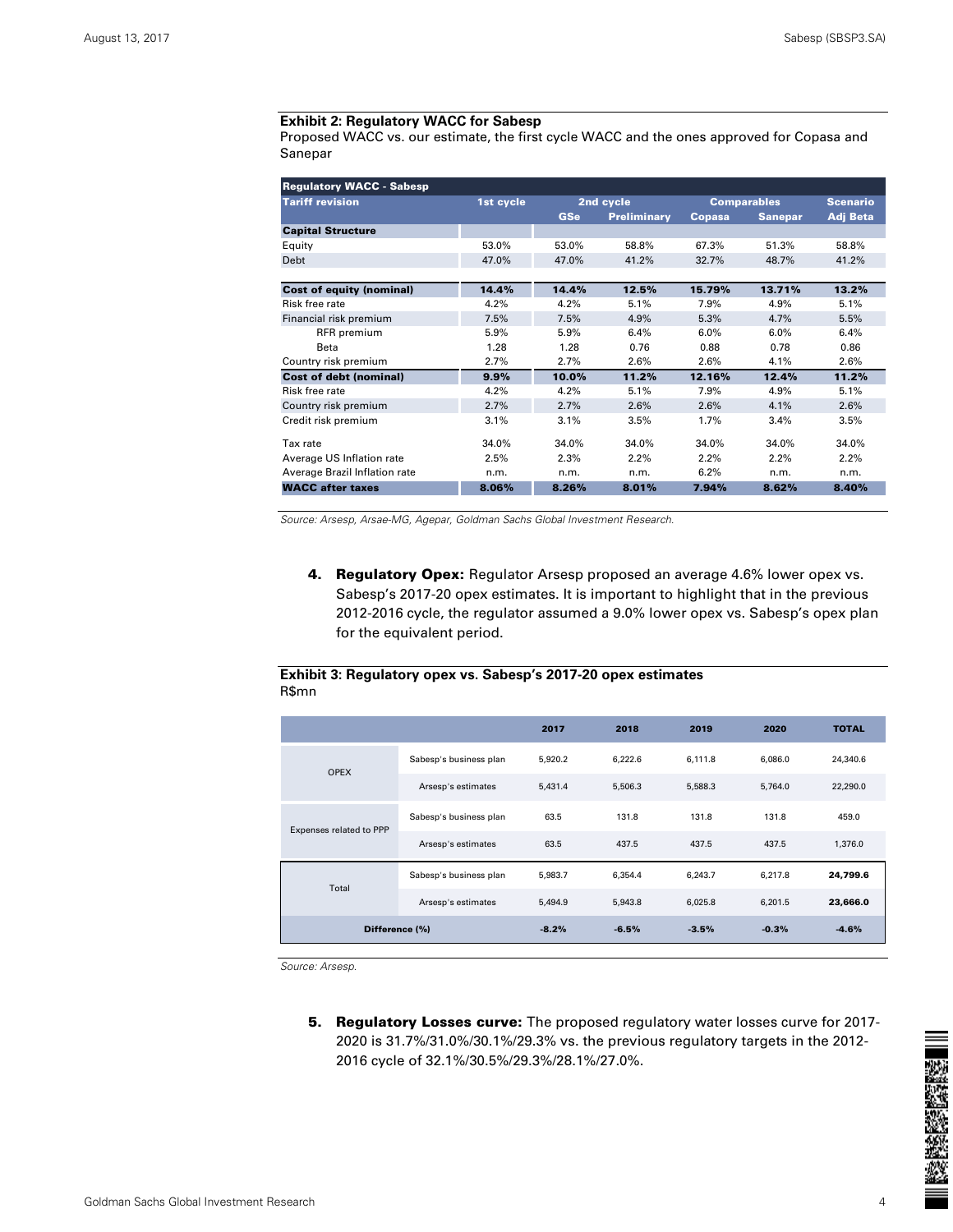**Exhibit 2: Regulatory WACC for Sabesp**

Proposed WACC vs. our estimate, the first cycle WACC and the ones approved for Copasa and Sanepar

| Regulatory WACC - Sabesp | | | | | | |
|---|---|---|---|---|---|---|
| **Tariff revision** | **1st cycle** | **2nd cycle** | | **Comparables** | | **Scenario** |
| | | **GSe** | **Preliminary** | **Copasa** | **Sanepar** | **Adj Beta** |
| **Capital Structure** | | | | | | |
| Equity | 53.0% | 53.0% | 58.8% | 67.3% | 51.3% | 58.8% |
| Debt | 47.0% | 47.0% | 41.2% | 32.7% | 48.7% | 41.2% |
| **Cost of equity (nominal)** | **14.4%** | **14.4%** | **12.5%** | **15.79%** | **13.71%** | **13.2%** |
| Risk free rate | 4.2% | 4.2% | 5.1% | 7.9% | 4.9% | 5.1% |
| Financial risk premium | 7.5% | 7.5% | 4.9% | 5.3% | 4.7% | 5.5% |
| RFR premium | 5.9% | 5.9% | 6.4% | 6.0% | 6.0% | 6.4% |
| Beta | 1.28 | 1.28 | 0.76 | 0.88 | 0.78 | 0.86 |
| Country risk premium | 2.7% | 2.7% | 2.6% | 2.6% | 4.1% | 2.6% |
| **Cost of debt (nominal)** | **9.9%** | **10.0%** | **11.2%** | **12.16%** | **12.4%** | **11.2%** |
| Risk free rate | 4.2% | 4.2% | 5.1% | 7.9% | 4.9% | 5.1% |
| Country risk premium | 2.7% | 2.7% | 2.6% | 2.6% | 4.1% | 2.6% |
| Credit risk premium | 3.1% | 3.1% | 3.5% | 1.7% | 3.4% | 3.5% |
| Tax rate | 34.0% | 34.0% | 34.0% | 34.0% | 34.0% | 34.0% |
| Average US Inflation rate | 2.5% | 2.3% | 2.2% | 2.2% | 2.2% | 2.2% |
| Average Brazil Inflation rate | n.m. | n.m. | n.m. | 6.2% | n.m. | n.m. |
| **WACC after taxes** | **8.06%** | **8.26%** | **8.01%** | **7.94%** | **8.62%** | **8.40%** |

*Source: Arsesp, Arsae-MG, Agepar, Goldman Sachs Global Investment Research.*

4. **Regulatory Opex:** Regulator Arsesp proposed an average 4.6% lower opex vs. Sabesp's 2017-20 opex estimates. It is important to highlight that in the previous 2012-2016 cycle, the regulator assumed a 9.0% lower opex vs. Sabesp's opex plan for the equivalent period.

**Exhibit 3: Regulatory opex vs. Sabesp's 2017-20 opex estimates**

R$mn

| | | 2017 | 2018 | 2019 | 2020 | TOTAL |
|---|---|---|---|---|---|---|
| OPEX | Sabesp's business plan | 5,920.2 | 6,222.6 | 6,111.8 | 6,086.0 | 24,340.6 |
| | Arsesp's estimates | 5,431.4 | 5,506.3 | 5,588.3 | 5,764.0 | 22,290.0 |
| Expenses related to PPP | Sabesp's business plan | 63.5 | 131.8 | 131.8 | 131.8 | 459.0 |
| | Arsesp's estimates | 63.5 | 437.5 | 437.5 | 437.5 | 1,376.0 |
| Total | Sabesp's business plan | 5,983.7 | 6,354.4 | 6,243.7 | 6,217.8 | **24,799.6** |
| | Arsesp's estimates | 5,494.9 | 5,943.8 | 6,025.8 | 6,201.5 | **23,666.0** |
| **Difference (%)** | | **-8.2%** | **-6.5%** | **-3.5%** | **-0.3%** | **-4.6%** |

*Source: Arsesp.*

5. **Regulatory Losses curve:** The proposed regulatory water losses curve for 2017-2020 is 31.7%/31.0%/30.1%/29.3% vs. the previous regulatory targets in the 2012-2016 cycle of 32.1%/30.5%/29.3%/28.1%/27.0%.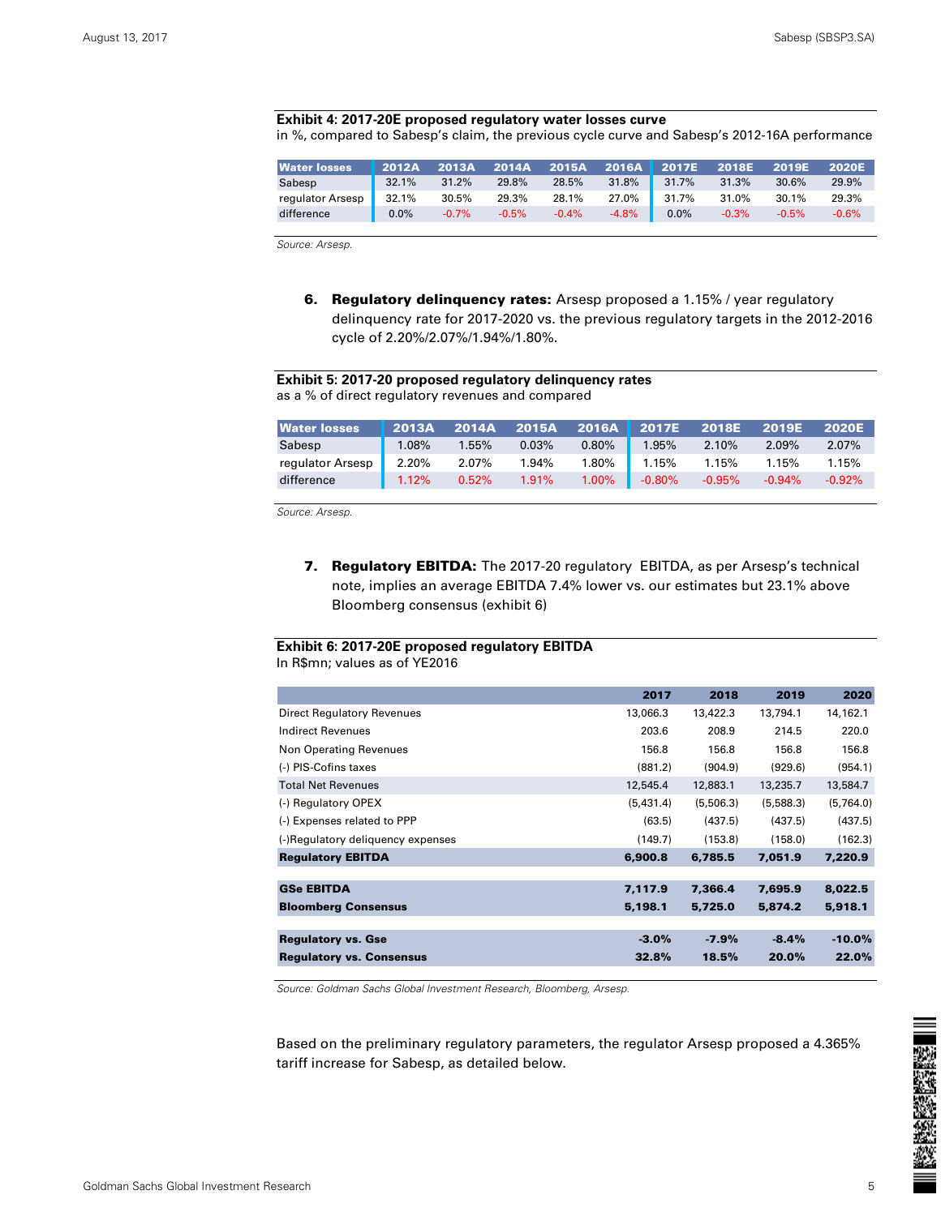**Exhibit 4: 2017-20E proposed regulatory water losses curve**
in %, compared to Sabesp's claim, the previous cycle curve and Sabesp's 2012-16A performance

| Water losses | 2012A | 2013A | 2014A | 2015A | 2016A | 2017E | 2018E | 2019E | 2020E |
|---|---|---|---|---|---|---|---|---|---|
| Sabesp | 32.1% | 31.2% | 29.8% | 28.5% | 31.8% | 31.7% | 31.3% | 30.6% | 29.9% |
| regulator Arsesp | 32.1% | 30.5% | 29.3% | 28.1% | 27.0% | 31.7% | 31.0% | 30.1% | 29.3% |
| difference | 0.0% | -0.7% | -0.5% | -0.4% | -4.8% | 0.0% | -0.3% | -0.5% | -0.6% |

*Source: Arsesp.*

6. **Regulatory delinquency rates:** Arsesp proposed a 1.15% / year regulatory delinquency rate for 2017-2020 vs. the previous regulatory targets in the 2012-2016 cycle of 2.20%/2.07%/1.94%/1.80%.

**Exhibit 5: 2017-20 proposed regulatory delinquency rates**
as a % of direct regulatory revenues and compared

| Water losses | 2013A | 2014A | 2015A | 2016A | 2017E | 2018E | 2019E | 2020E |
|---|---|---|---|---|---|---|---|---|
| Sabesp | 1.08% | 1.55% | 0.03% | 0.80% | 1.95% | 2.10% | 2.09% | 2.07% |
| regulator Arsesp | 2.20% | 2.07% | 1.94% | 1.80% | 1.15% | 1.15% | 1.15% | 1.15% |
| difference | 1.12% | 0.52% | 1.91% | 1.00% | -0.80% | -0.95% | -0.94% | -0.92% |

*Source: Arsesp.*

7. **Regulatory EBITDA:** The 2017-20 regulatory EBITDA, as per Arsesp's technical note, implies an average EBITDA 7.4% lower vs. our estimates but 23.1% above Bloomberg consensus (exhibit 6)

**Exhibit 6: 2017-20E proposed regulatory EBITDA**
In R$mn; values as of YE2016

| | 2017 | 2018 | 2019 | 2020 |
|---|---|---|---|---|
| Direct Regulatory Revenues | 13,066.3 | 13,422.3 | 13,794.1 | 14,162.1 |
| Indirect Revenues | 203.6 | 208.9 | 214.5 | 220.0 |
| Non Operating Revenues | 156.8 | 156.8 | 156.8 | 156.8 |
| (-) PIS-Cofins taxes | (881.2) | (904.9) | (929.6) | (954.1) |
| Total Net Revenues | 12,545.4 | 12,883.1 | 13,235.7 | 13,584.7 |
| (-) Regulatory OPEX | (5,431.4) | (5,506.3) | (5,588.3) | (5,764.0) |
| (-) Expenses related to PPP | (63.5) | (437.5) | (437.5) | (437.5) |
| (-)Regulatory deliquency expenses | (149.7) | (153.8) | (158.0) | (162.3) |
| **Regulatory EBITDA** | **6,900.8** | **6,785.5** | **7,051.9** | **7,220.9** |
| | | | | |
| **GSe EBITDA** | **7,117.9** | **7,366.4** | **7,695.9** | **8,022.5** |
| **Bloomberg Consensus** | **5,198.1** | **5,725.0** | **5,874.2** | **5,918.1** |
| | | | | |
| **Regulatory vs. Gse** | **-3.0%** | **-7.9%** | **-8.4%** | **-10.0%** |
| **Regulatory vs. Consensus** | **32.8%** | **18.5%** | **20.0%** | **22.0%** |

*Source: Goldman Sachs Global Investment Research, Bloomberg, Arsesp.*

Based on the preliminary regulatory parameters, the regulator Arsesp proposed a 4.365% tariff increase for Sabesp, as detailed below.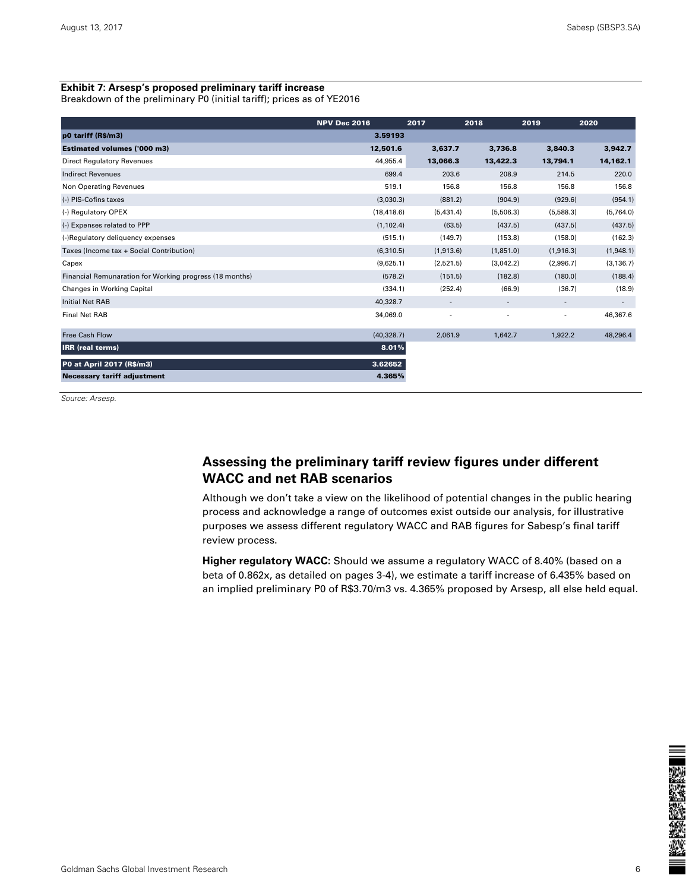**Exhibit 7: Arsesp's proposed preliminary tariff increase**
Breakdown of the preliminary P0 (initial tariff); prices as of YE2016

| | NPV Dec 2016 | 2017 | 2018 | 2019 | 2020 |
|---|---|---|---|---|---|
| **p0 tariff (R$/m3)** | **3.59193** | | | | |
| **Estimated volumes ('000 m3)** | **12,501.6** | **3,637.7** | **3,736.8** | **3,840.3** | **3,942.7** |
| Direct Regulatory Revenues | 44,955.4 | **13,066.3** | **13,422.3** | **13,794.1** | **14,162.1** |
| Indirect Revenues | 699.4 | 203.6 | 208.9 | 214.5 | 220.0 |
| Non Operating Revenues | 519.1 | 156.8 | 156.8 | 156.8 | 156.8 |
| (-) PIS-Cofins taxes | (3,030.3) | (881.2) | (904.9) | (929.6) | (954.1) |
| (-) Regulatory OPEX | (18,418.6) | (5,431.4) | (5,506.3) | (5,588.3) | (5,764.0) |
| (-) Expenses related to PPP | (1,102.4) | (63.5) | (437.5) | (437.5) | (437.5) |
| (-)Regulatory deliquency expenses | (515.1) | (149.7) | (153.8) | (158.0) | (162.3) |
| Taxes (Income tax + Social Contribution) | (6,310.5) | (1,913.6) | (1,851.0) | (1,916.3) | (1,948.1) |
| Capex | (9,625.1) | (2,521.5) | (3,042.2) | (2,996.7) | (3,136.7) |
| Financial Remunaration for Working progress (18 months) | (578.2) | (151.5) | (182.8) | (180.0) | (188.4) |
| Changes in Working Capital | (334.1) | (252.4) | (66.9) | (36.7) | (18.9) |
| Initial Net RAB | 40,328.7 | - | - | - | - |
| Final Net RAB | 34,069.0 | - | - | - | 46,367.6 |
| Free Cash Flow | (40,328.7) | 2,061.9 | 1,642.7 | 1,922.2 | 48,296.4 |
| **IRR (real terms)** | **8.01%** | | | | |
| **P0 at April 2017 (R$/m3)** | **3.62652** | | | | |
| **Necessary tariff adjustment** | **4.365%** | | | | |

*Source: Arsesp.*

## Assessing the preliminary tariff review figures under different WACC and net RAB scenarios

Although we don't take a view on the likelihood of potential changes in the public hearing process and acknowledge a range of outcomes exist outside our analysis, for illustrative purposes we assess different regulatory WACC and RAB figures for Sabesp's final tariff review process.

**Higher regulatory WACC:** Should we assume a regulatory WACC of 8.40% (based on a beta of 0.862x, as detailed on pages 3-4), we estimate a tariff increase of 6.435% based on an implied preliminary P0 of R$3.70/m3 vs. 4.365% proposed by Arsesp, all else held equal.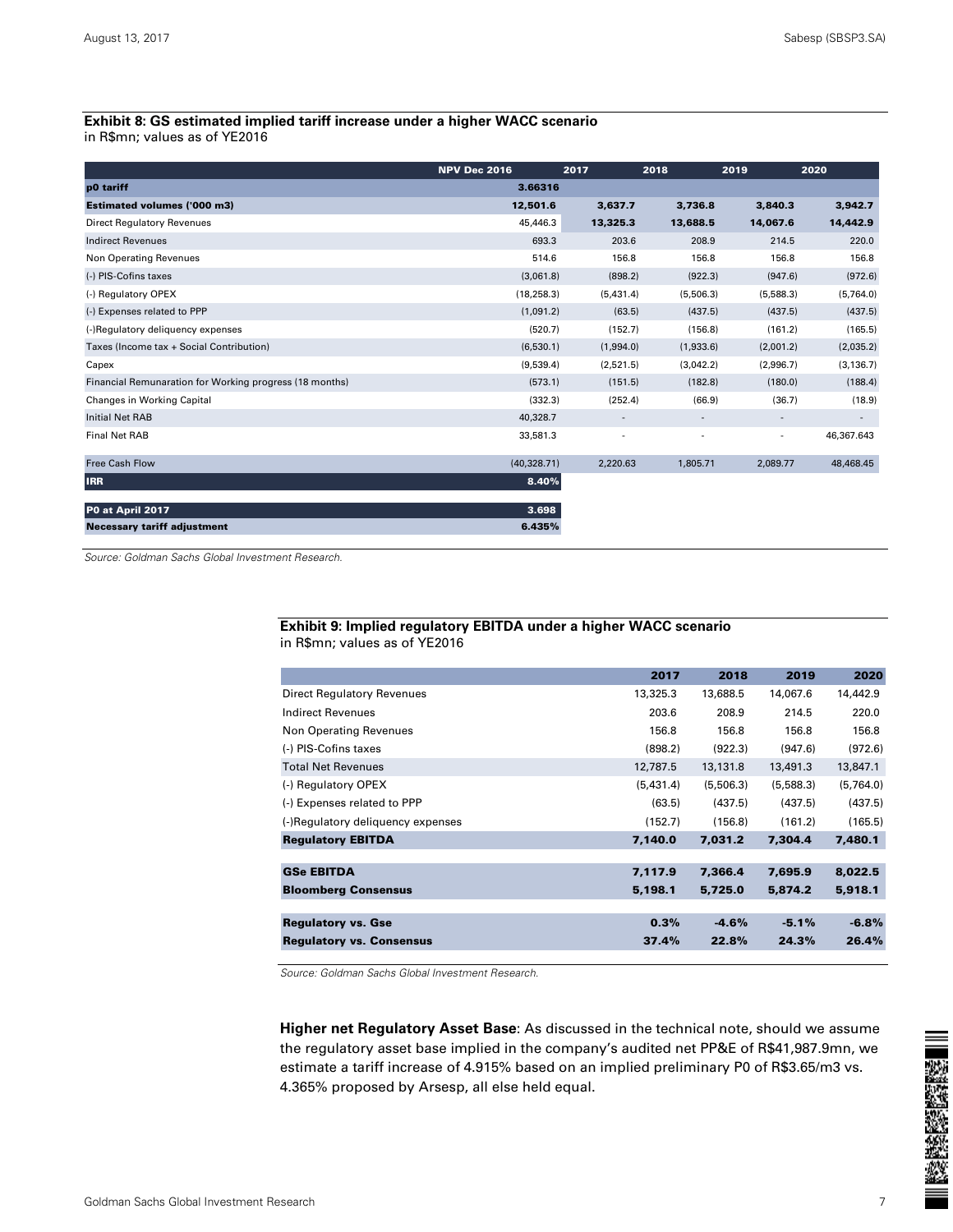**Exhibit 8: GS estimated implied tariff increase under a higher WACC scenario**
in R$mn; values as of YE2016

| | NPV Dec 2016 | 2017 | 2018 | 2019 | 2020 |
|---|---|---|---|---|---|
| **p0 tariff** | **3.66316** | | | | |
| **Estimated volumes ('000 m3)** | **12,501.6** | **3,637.7** | **3,736.8** | **3,840.3** | **3,942.7** |
| Direct Regulatory Revenues | 45,446.3 | **13,325.3** | **13,688.5** | **14,067.6** | **14,442.9** |
| Indirect Revenues | 693.3 | 203.6 | 208.9 | 214.5 | 220.0 |
| Non Operating Revenues | 514.6 | 156.8 | 156.8 | 156.8 | 156.8 |
| (-) PIS-Cofins taxes | (3,061.8) | (898.2) | (922.3) | (947.6) | (972.6) |
| (-) Regulatory OPEX | (18,258.3) | (5,431.4) | (5,506.3) | (5,588.3) | (5,764.0) |
| (-) Expenses related to PPP | (1,091.2) | (63.5) | (437.5) | (437.5) | (437.5) |
| (-)Regulatory deliquency expenses | (520.7) | (152.7) | (156.8) | (161.2) | (165.5) |
| Taxes (Income tax + Social Contribution) | (6,530.1) | (1,994.0) | (1,933.6) | (2,001.2) | (2,035.2) |
| Capex | (9,539.4) | (2,521.5) | (3,042.2) | (2,996.7) | (3,136.7) |
| Financial Remunaration for Working progress (18 months) | (573.1) | (151.5) | (182.8) | (180.0) | (188.4) |
| Changes in Working Capital | (332.3) | (252.4) | (66.9) | (36.7) | (18.9) |
| Initial Net RAB | 40,328.7 | - | - | - | - |
| Final Net RAB | 33,581.3 | - | - | - | 46,367.643 |
| Free Cash Flow | (40,328.71) | 2,220.63 | 1,805.71 | 2,089.77 | 48,468.45 |
| **IRR** | **8.40%** | | | | |
| **P0 at April 2017** | **3.698** | | | | |
| **Necessary tariff adjustment** | **6.435%** | | | | |

*Source: Goldman Sachs Global Investment Research.*

**Exhibit 9: Implied regulatory EBITDA under a higher WACC scenario**
in R$mn; values as of YE2016

| | 2017 | 2018 | 2019 | 2020 |
|---|---|---|---|---|
| Direct Regulatory Revenues | 13,325.3 | 13,688.5 | 14,067.6 | 14,442.9 |
| Indirect Revenues | 203.6 | 208.9 | 214.5 | 220.0 |
| Non Operating Revenues | 156.8 | 156.8 | 156.8 | 156.8 |
| (-) PIS-Cofins taxes | (898.2) | (922.3) | (947.6) | (972.6) |
| Total Net Revenues | 12,787.5 | 13,131.8 | 13,491.3 | 13,847.1 |
| (-) Regulatory OPEX | (5,431.4) | (5,506.3) | (5,588.3) | (5,764.0) |
| (-) Expenses related to PPP | (63.5) | (437.5) | (437.5) | (437.5) |
| (-)Regulatory deliquency expenses | (152.7) | (156.8) | (161.2) | (165.5) |
| **Regulatory EBITDA** | **7,140.0** | **7,031.2** | **7,304.4** | **7,480.1** |
| **GSe EBITDA** | **7,117.9** | **7,366.4** | **7,695.9** | **8,022.5** |
| **Bloomberg Consensus** | **5,198.1** | **5,725.0** | **5,874.2** | **5,918.1** |
| **Regulatory vs. Gse** | **0.3%** | **-4.6%** | **-5.1%** | **-6.8%** |
| **Regulatory vs. Consensus** | **37.4%** | **22.8%** | **24.3%** | **26.4%** |

*Source: Goldman Sachs Global Investment Research.*

**Higher net Regulatory Asset Base**: As discussed in the technical note, should we assume the regulatory asset base implied in the company's audited net PP&E of R$41,987.9mn, we estimate a tariff increase of 4.915% based on an implied preliminary P0 of R$3.65/m3 vs. 4.365% proposed by Arsesp, all else held equal.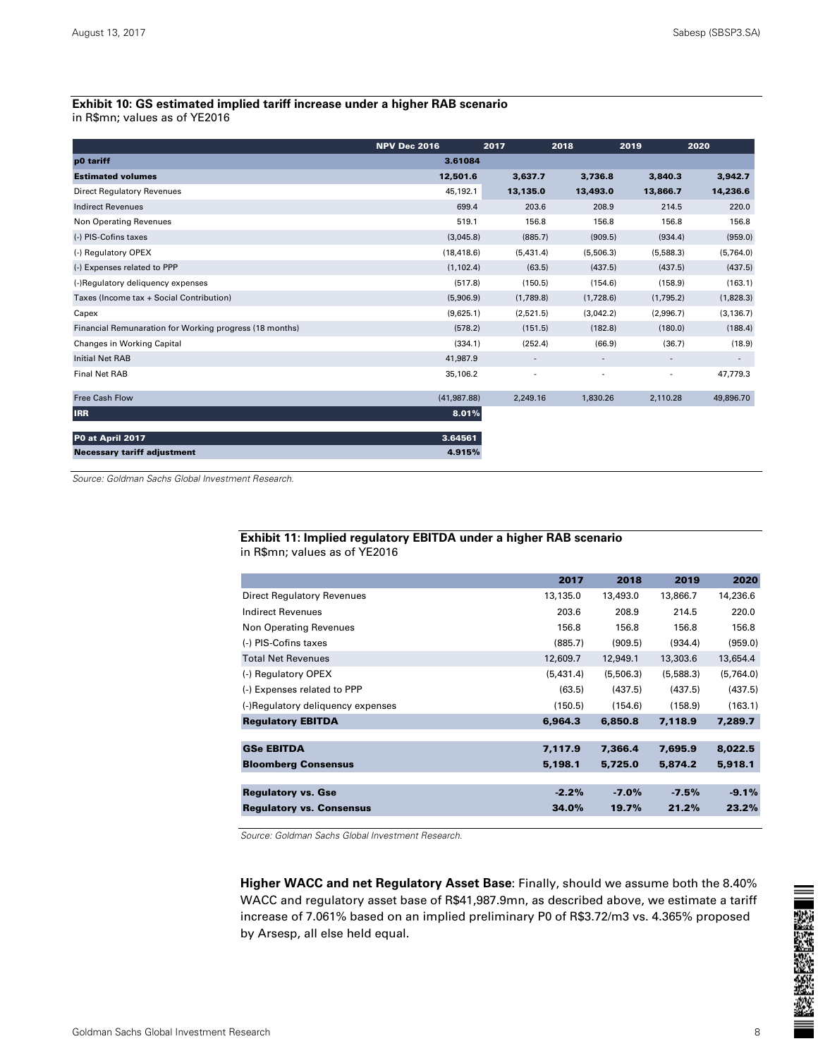**Exhibit 10: GS estimated implied tariff increase under a higher RAB scenario**
in R$mn; values as of YE2016

| | NPV Dec 2016 | 2017 | 2018 | 2019 | 2020 |
|---|---|---|---|---|---|
| **p0 tariff** | **3.61084** | | | | |
| **Estimated volumes** | **12,501.6** | **3,637.7** | **3,736.8** | **3,840.3** | **3,942.7** |
| Direct Regulatory Revenues | 45,192.1 | **13,135.0** | **13,493.0** | **13,866.7** | **14,236.6** |
| Indirect Revenues | 699.4 | 203.6 | 208.9 | 214.5 | 220.0 |
| Non Operating Revenues | 519.1 | 156.8 | 156.8 | 156.8 | 156.8 |
| (-) PIS-Cofins taxes | (3,045.8) | (885.7) | (909.5) | (934.4) | (959.0) |
| (-) Regulatory OPEX | (18,418.6) | (5,431.4) | (5,506.3) | (5,588.3) | (5,764.0) |
| (-) Expenses related to PPP | (1,102.4) | (63.5) | (437.5) | (437.5) | (437.5) |
| (-)Regulatory deliquency expenses | (517.8) | (150.5) | (154.6) | (158.9) | (163.1) |
| Taxes (Income tax + Social Contribution) | (5,906.9) | (1,789.8) | (1,728.6) | (1,795.2) | (1,828.3) |
| Capex | (9,625.1) | (2,521.5) | (3,042.2) | (2,996.7) | (3,136.7) |
| Financial Remunaration for Working progress (18 months) | (578.2) | (151.5) | (182.8) | (180.0) | (188.4) |
| Changes in Working Capital | (334.1) | (252.4) | (66.9) | (36.7) | (18.9) |
| Initial Net RAB | 41,987.9 | - | - | - | - |
| Final Net RAB | 35,106.2 | - | - | - | 47,779.3 |
| Free Cash Flow | (41,987.88) | 2,249.16 | 1,830.26 | 2,110.28 | 49,896.70 |
| **IRR** | **8.01%** | | | | |
| **P0 at April 2017** | **3.64561** | | | | |
| **Necessary tariff adjustment** | **4.915%** | | | | |

*Source: Goldman Sachs Global Investment Research.*

**Exhibit 11: Implied regulatory EBITDA under a higher RAB scenario**
in R$mn; values as of YE2016

| | 2017 | 2018 | 2019 | 2020 |
|---|---|---|---|---|
| Direct Regulatory Revenues | 13,135.0 | 13,493.0 | 13,866.7 | 14,236.6 |
| Indirect Revenues | 203.6 | 208.9 | 214.5 | 220.0 |
| Non Operating Revenues | 156.8 | 156.8 | 156.8 | 156.8 |
| (-) PIS-Cofins taxes | (885.7) | (909.5) | (934.4) | (959.0) |
| Total Net Revenues | 12,609.7 | 12,949.1 | 13,303.6 | 13,654.4 |
| (-) Regulatory OPEX | (5,431.4) | (5,506.3) | (5,588.3) | (5,764.0) |
| (-) Expenses related to PPP | (63.5) | (437.5) | (437.5) | (437.5) |
| (-)Regulatory deliquency expenses | (150.5) | (154.6) | (158.9) | (163.1) |
| **Regulatory EBITDA** | **6,964.3** | **6,850.8** | **7,118.9** | **7,289.7** |
| **GSe EBITDA** | **7,117.9** | **7,366.4** | **7,695.9** | **8,022.5** |
| **Bloomberg Consensus** | **5,198.1** | **5,725.0** | **5,874.2** | **5,918.1** |
| **Regulatory vs. Gse** | **-2.2%** | **-7.0%** | **-7.5%** | **-9.1%** |
| **Regulatory vs. Consensus** | **34.0%** | **19.7%** | **21.2%** | **23.2%** |

*Source: Goldman Sachs Global Investment Research.*

**Higher WACC and net Regulatory Asset Base**: Finally, should we assume both the 8.40% WACC and regulatory asset base of R$41,987.9mn, as described above, we estimate a tariff increase of 7.061% based on an implied preliminary P0 of R$3.72/m3 vs. 4.365% proposed by Arsesp, all else held equal.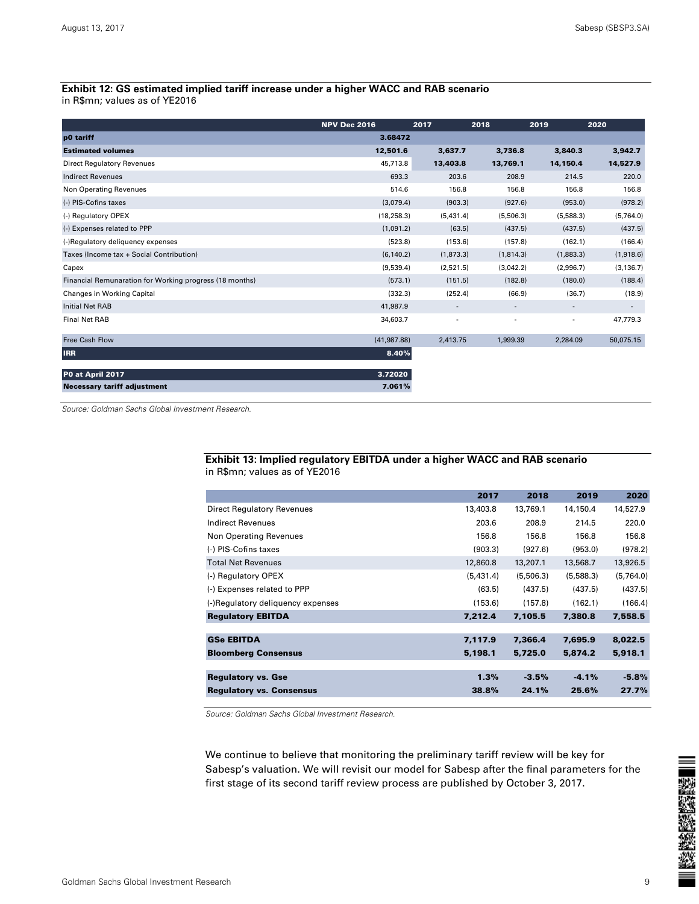**Exhibit 12: GS estimated implied tariff increase under a higher WACC and RAB scenario**
in R$mn; values as of YE2016

| | NPV Dec 2016 | 2017 | 2018 | 2019 | 2020 |
|---|---|---|---|---|---|
| **p0 tariff** | **3.68472** | | | | |
| **Estimated volumes** | **12,501.6** | **3,637.7** | **3,736.8** | **3,840.3** | **3,942.7** |
| Direct Regulatory Revenues | 45,713.8 | **13,403.8** | **13,769.1** | **14,150.4** | **14,527.9** |
| Indirect Revenues | 693.3 | 203.6 | 208.9 | 214.5 | 220.0 |
| Non Operating Revenues | 514.6 | 156.8 | 156.8 | 156.8 | 156.8 |
| (-) PIS-Cofins taxes | (3,079.4) | (903.3) | (927.6) | (953.0) | (978.2) |
| (-) Regulatory OPEX | (18,258.3) | (5,431.4) | (5,506.3) | (5,588.3) | (5,764.0) |
| (-) Expenses related to PPP | (1,091.2) | (63.5) | (437.5) | (437.5) | (437.5) |
| (-)Regulatory deliquency expenses | (523.8) | (153.6) | (157.8) | (162.1) | (166.4) |
| Taxes (Income tax + Social Contribution) | (6,140.2) | (1,873.3) | (1,814.3) | (1,883.3) | (1,918.6) |
| Capex | (9,539.4) | (2,521.5) | (3,042.2) | (2,996.7) | (3,136.7) |
| Financial Remunaration for Working progress (18 months) | (573.1) | (151.5) | (182.8) | (180.0) | (188.4) |
| Changes in Working Capital | (332.3) | (252.4) | (66.9) | (36.7) | (18.9) |
| Initial Net RAB | 41,987.9 | - | - | - | - |
| Final Net RAB | 34,603.7 | - | - | - | 47,779.3 |
| Free Cash Flow | (41,987.88) | 2,413.75 | 1,999.39 | 2,284.09 | 50,075.15 |
| **IRR** | **8.40%** | | | | |
| **P0 at April 2017** | **3.72020** | | | | |
| **Necessary tariff adjustment** | **7.061%** | | | | |

*Source: Goldman Sachs Global Investment Research.*

**Exhibit 13: Implied regulatory EBITDA under a higher WACC and RAB scenario**
in R$mn; values as of YE2016

| | 2017 | 2018 | 2019 | 2020 |
|---|---|---|---|---|
| Direct Regulatory Revenues | 13,403.8 | 13,769.1 | 14,150.4 | 14,527.9 |
| Indirect Revenues | 203.6 | 208.9 | 214.5 | 220.0 |
| Non Operating Revenues | 156.8 | 156.8 | 156.8 | 156.8 |
| (-) PIS-Cofins taxes | (903.3) | (927.6) | (953.0) | (978.2) |
| Total Net Revenues | 12,860.8 | 13,207.1 | 13,568.7 | 13,926.5 |
| (-) Regulatory OPEX | (5,431.4) | (5,506.3) | (5,588.3) | (5,764.0) |
| (-) Expenses related to PPP | (63.5) | (437.5) | (437.5) | (437.5) |
| (-)Regulatory deliquency expenses | (153.6) | (157.8) | (162.1) | (166.4) |
| **Regulatory EBITDA** | **7,212.4** | **7,105.5** | **7,380.8** | **7,558.5** |
| **GSe EBITDA** | **7,117.9** | **7,366.4** | **7,695.9** | **8,022.5** |
| **Bloomberg Consensus** | **5,198.1** | **5,725.0** | **5,874.2** | **5,918.1** |
| **Regulatory vs. Gse** | **1.3%** | **-3.5%** | **-4.1%** | **-5.8%** |
| **Regulatory vs. Consensus** | **38.8%** | **24.1%** | **25.6%** | **27.7%** |

*Source: Goldman Sachs Global Investment Research.*

We continue to believe that monitoring the preliminary tariff review will be key for Sabesp's valuation. We will revisit our model for Sabesp after the final parameters for the first stage of its second tariff review process are published by October 3, 2017.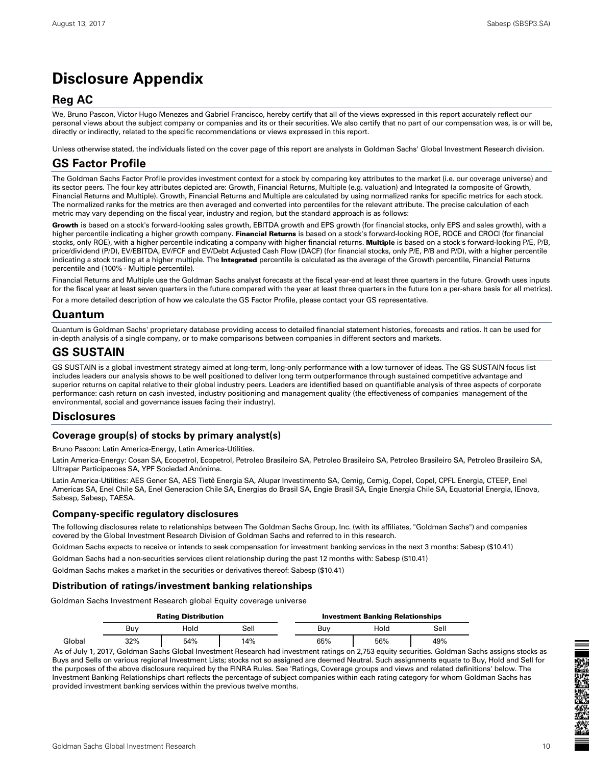# Disclosure Appendix

## Reg AC

We, Bruno Pascon, Victor Hugo Menezes and Gabriel Francisco, hereby certify that all of the views expressed in this report accurately reflect our personal views about the subject company or companies and its or their securities. We also certify that no part of our compensation was, is or will be, directly or indirectly, related to the specific recommendations or views expressed in this report.

Unless otherwise stated, the individuals listed on the cover page of this report are analysts in Goldman Sachs' Global Investment Research division.

## GS Factor Profile

The Goldman Sachs Factor Profile provides investment context for a stock by comparing key attributes to the market (i.e. our coverage universe) and its sector peers. The four key attributes depicted are: Growth, Financial Returns, Multiple (e.g. valuation) and Integrated (a composite of Growth, Financial Returns and Multiple). Growth, Financial Returns and Multiple are calculated by using normalized ranks for specific metrics for each stock. The normalized ranks for the metrics are then averaged and converted into percentiles for the relevant attribute. The precise calculation of each metric may vary depending on the fiscal year, industry and region, but the standard approach is as follows:

**Growth** is based on a stock's forward-looking sales growth, EBITDA growth and EPS growth (for financial stocks, only EPS and sales growth), with a higher percentile indicating a higher growth company. **Financial Returns** is based on a stock's forward-looking ROE, ROCE and CROCI (for financial stocks, only ROE), with a higher percentile indicating a company with higher financial returns. **Multiple** is based on a stock's forward-looking P/E, P/B, price/dividend (P/D), EV/EBITDA, EV/FCF and EV/Debt Adjusted Cash Flow (DACF) (for financial stocks, only P/E, P/B and P/D), with a higher percentile indicating a stock trading at a higher multiple. The **Integrated** percentile is calculated as the average of the Growth percentile, Financial Returns percentile and (100% - Multiple percentile).

Financial Returns and Multiple use the Goldman Sachs analyst forecasts at the fiscal year-end at least three quarters in the future. Growth uses inputs for the fiscal year at least seven quarters in the future compared with the year at least three quarters in the future (on a per-share basis for all metrics).

For a more detailed description of how we calculate the GS Factor Profile, please contact your GS representative.

## Quantum

Quantum is Goldman Sachs' proprietary database providing access to detailed financial statement histories, forecasts and ratios. It can be used for in-depth analysis of a single company, or to make comparisons between companies in different sectors and markets.

## GS SUSTAIN

GS SUSTAIN is a global investment strategy aimed at long-term, long-only performance with a low turnover of ideas. The GS SUSTAIN focus list includes leaders our analysis shows to be well positioned to deliver long term outperformance through sustained competitive advantage and superior returns on capital relative to their global industry peers. Leaders are identified based on quantifiable analysis of three aspects of corporate performance: cash return on cash invested, industry positioning and management quality (the effectiveness of companies' management of the environmental, social and governance issues facing their industry).

## Disclosures

### Coverage group(s) of stocks by primary analyst(s)

Bruno Pascon: Latin America-Energy, Latin America-Utilities.

Latin America-Energy: Cosan SA, Ecopetrol, Ecopetrol, Petroleo Brasileiro SA, Petroleo Brasileiro SA, Petroleo Brasileiro SA, Petroleo Brasileiro SA, Ultrapar Participacoes SA, YPF Sociedad Anónima.

Latin America-Utilities: AES Gener SA, AES Tietê Energia SA, Alupar Investimento SA, Cemig, Cemig, Copel, Copel, CPFL Energia, CTEEP, Enel Americas SA, Enel Chile SA, Enel Generacion Chile SA, Energias do Brasil SA, Engie Brasil SA, Engie Energia Chile SA, Equatorial Energia, IEnova, Sabesp, Sabesp, TAESA.

### Company-specific regulatory disclosures

The following disclosures relate to relationships between The Goldman Sachs Group, Inc. (with its affiliates, "Goldman Sachs") and companies covered by the Global Investment Research Division of Goldman Sachs and referred to in this research.

Goldman Sachs expects to receive or intends to seek compensation for investment banking services in the next 3 months: Sabesp ($10.41)

Goldman Sachs had a non-securities services client relationship during the past 12 months with: Sabesp ($10.41)

Goldman Sachs makes a market in the securities or derivatives thereof: Sabesp ($10.41)

### Distribution of ratings/investment banking relationships

Goldman Sachs Investment Research global Equity coverage universe

| | Rating Distribution | | | Investment Banking Relationships | | |
|---|---|---|---|---|---|---|
| | Buy | Hold | Sell | Buy | Hold | Sell |
| Global | 32% | 54% | 14% | 65% | 56% | 49% |

As of July 1, 2017, Goldman Sachs Global Investment Research had investment ratings on 2,753 equity securities. Goldman Sachs assigns stocks as Buys and Sells on various regional Investment Lists; stocks not so assigned are deemed Neutral. Such assignments equate to Buy, Hold and Sell for the purposes of the above disclosure required by the FINRA Rules. See 'Ratings, Coverage groups and views and related definitions' below. The Investment Banking Relationships chart reflects the percentage of subject companies within each rating category for whom Goldman Sachs has provided investment banking services within the previous twelve months.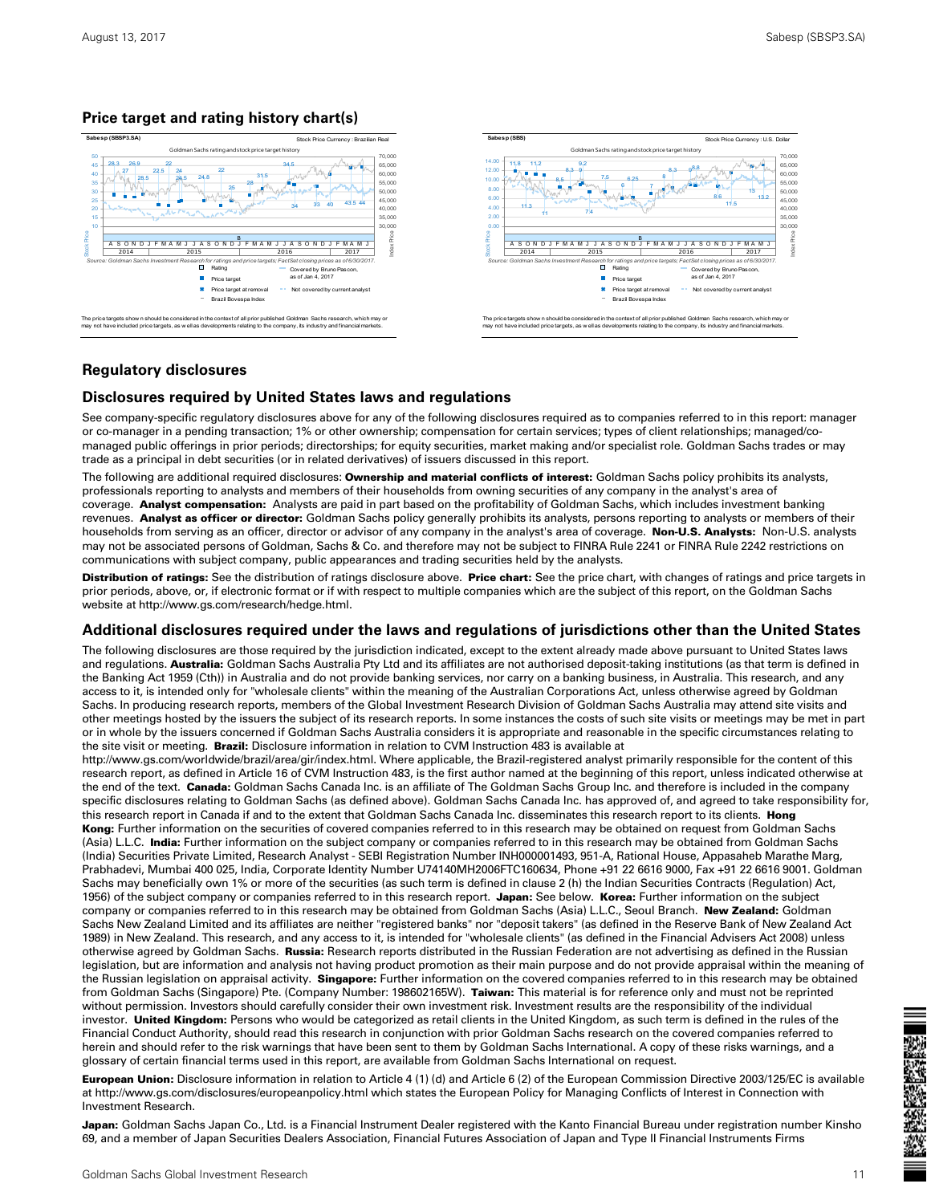## Price target and rating history chart(s)

Sabesp (SBSP3.SA)

Stock Price Currency : Brazilian Real

Goldman Sachs rating and stock price target history

Source: Goldman Sachs Investment Research for ratings and price targets; FactSet closing prices as of 6/30/2017.

Rating

Price target

Price target at removal

Brazil Bovespa Index

Covered by Bruno Pascon, as of Jan 4, 2017

Not covered by current analyst

The price targets shown should be considered in the context of all prior published Goldman Sachs research, which may or may not have included price targets, as well as developments relating to the company, its industry and financial markets.

Sabesp (SBS)

Stock Price Currency : U.S. Dollar

Goldman Sachs rating and stock price target history

Source: Goldman Sachs Investment Research for ratings and price targets; FactSet closing prices as of 6/30/2017.

Rating

Price target

Price target at removal

Brazil Bovespa Index

Covered by Bruno Pascon, as of Jan 4, 2017

Not covered by current analyst

The price targets shown should be considered in the context of all prior published Goldman Sachs research, which may or may not have included price targets, as well as developments relating to the company, its industry and financial markets.

## Regulatory disclosures

### Disclosures required by United States laws and regulations

See company-specific regulatory disclosures above for any of the following disclosures required as to companies referred to in this report: manager or co-manager in a pending transaction; 1% or other ownership; compensation for certain services; types of client relationships; managed/co-managed public offerings in prior periods; directorships; for equity securities, market making and/or specialist role. Goldman Sachs trades or may trade as a principal in debt securities (or in related derivatives) of issuers discussed in this report.

The following are additional required disclosures: **Ownership and material conflicts of interest:** Goldman Sachs policy prohibits its analysts, professionals reporting to analysts and members of their households from owning securities of any company in the analyst's area of coverage. **Analyst compensation:** Analysts are paid in part based on the profitability of Goldman Sachs, which includes investment banking revenues. **Analyst as officer or director:** Goldman Sachs policy generally prohibits its analysts, persons reporting to analysts or members of their households from serving as an officer, director or advisor of any company in the analyst's area of coverage. **Non-U.S. Analysts:** Non-U.S. analysts may not be associated persons of Goldman, Sachs & Co. and therefore may not be subject to FINRA Rule 2241 or FINRA Rule 2242 restrictions on communications with subject company, public appearances and trading securities held by the analysts.

**Distribution of ratings:** See the distribution of ratings disclosure above. **Price chart:** See the price chart, with changes of ratings and price targets in prior periods, above, or, if electronic format or if with respect to multiple companies which are the subject of this report, on the Goldman Sachs website at http://www.gs.com/research/hedge.html.

### Additional disclosures required under the laws and regulations of jurisdictions other than the United States

The following disclosures are those required by the jurisdiction indicated, except to the extent already made above pursuant to United States laws and regulations. **Australia:** Goldman Sachs Australia Pty Ltd and its affiliates are not authorised deposit-taking institutions (as that term is defined in the Banking Act 1959 (Cth)) in Australia and do not provide banking services, nor carry on a banking business, in Australia. This research, and any access to it, is intended only for "wholesale clients" within the meaning of the Australian Corporations Act, unless otherwise agreed by Goldman Sachs. In producing research reports, members of the Global Investment Research Division of Goldman Sachs Australia may attend site visits and other meetings hosted by the issuers the subject of its research reports. In some instances the costs of such site visits or meetings may be met in part or in whole by the issuers concerned if Goldman Sachs Australia considers it is appropriate and reasonable in the specific circumstances relating to the site visit or meeting. **Brazil:** Disclosure information in relation to CVM Instruction 483 is available at http://www.gs.com/worldwide/brazil/area/gir/index.html. Where applicable, the Brazil-registered analyst primarily responsible for the content of this research report, as defined in Article 16 of CVM Instruction 483, is the first author named at the beginning of this report, unless indicated otherwise at the end of the text. **Canada:** Goldman Sachs Canada Inc. is an affiliate of The Goldman Sachs Group Inc. and therefore is included in the company specific disclosures relating to Goldman Sachs (as defined above). Goldman Sachs Canada Inc. has approved of, and agreed to take responsibility for, this research report in Canada if and to the extent that Goldman Sachs Canada Inc. disseminates this research report to its clients. **Hong Kong:** Further information on the securities of covered companies referred to in this research may be obtained on request from Goldman Sachs (Asia) L.L.C. **India:** Further information on the subject company or companies referred to in this research may be obtained from Goldman Sachs (India) Securities Private Limited, Research Analyst - SEBI Registration Number INH000001493, 951-A, Rational House, Appasaheb Marathe Marg, Prabhadevi, Mumbai 400 025, India, Corporate Identity Number U74140MH2006FTC160634, Phone +91 22 6616 9000, Fax +91 22 6616 9001. Goldman Sachs may beneficially own 1% or more of the securities (as such term is defined in clause 2 (h) the Indian Securities Contracts (Regulation) Act, 1956) of the subject company or companies referred to in this research report. **Japan:** See below. **Korea:** Further information on the subject company or companies referred to in this research may be obtained from Goldman Sachs (Asia) L.L.C., Seoul Branch. **New Zealand:** Goldman Sachs New Zealand Limited and its affiliates are neither "registered banks" nor "deposit takers" (as defined in the Reserve Bank of New Zealand Act 1989) in New Zealand. This research, and any access to it, is intended for "wholesale clients" (as defined in the Financial Advisers Act 2008) unless otherwise agreed by Goldman Sachs. **Russia:** Research reports distributed in the Russian Federation are not advertising as defined in the Russian legislation, but are information and analysis not having product promotion as their main purpose and do not provide appraisal within the meaning of the Russian legislation on appraisal activity. **Singapore:** Further information on the covered companies referred to in this research may be obtained from Goldman Sachs (Singapore) Pte. (Company Number: 198602165W). **Taiwan:** This material is for reference only and must not be reprinted without permission. Investors should carefully consider their own investment risk. Investment results are the responsibility of the individual investor. **United Kingdom:** Persons who would be categorized as retail clients in the United Kingdom, as such term is defined in the rules of the Financial Conduct Authority, should read this research in conjunction with prior Goldman Sachs research on the covered companies referred to herein and should refer to the risk warnings that have been sent to them by Goldman Sachs International. A copy of these risks warnings, and a glossary of certain financial terms used in this report, are available from Goldman Sachs International on request.

**European Union:** Disclosure information in relation to Article 4 (1) (d) and Article 6 (2) of the European Commission Directive 2003/125/EC is available at http://www.gs.com/disclosures/europeanpolicy.html which states the European Policy for Managing Conflicts of Interest in Connection with Investment Research.

**Japan:** Goldman Sachs Japan Co., Ltd. is a Financial Instrument Dealer registered with the Kanto Financial Bureau under registration number Kinsho 69, and a member of Japan Securities Dealers Association, Financial Futures Association of Japan and Type II Financial Instruments Firms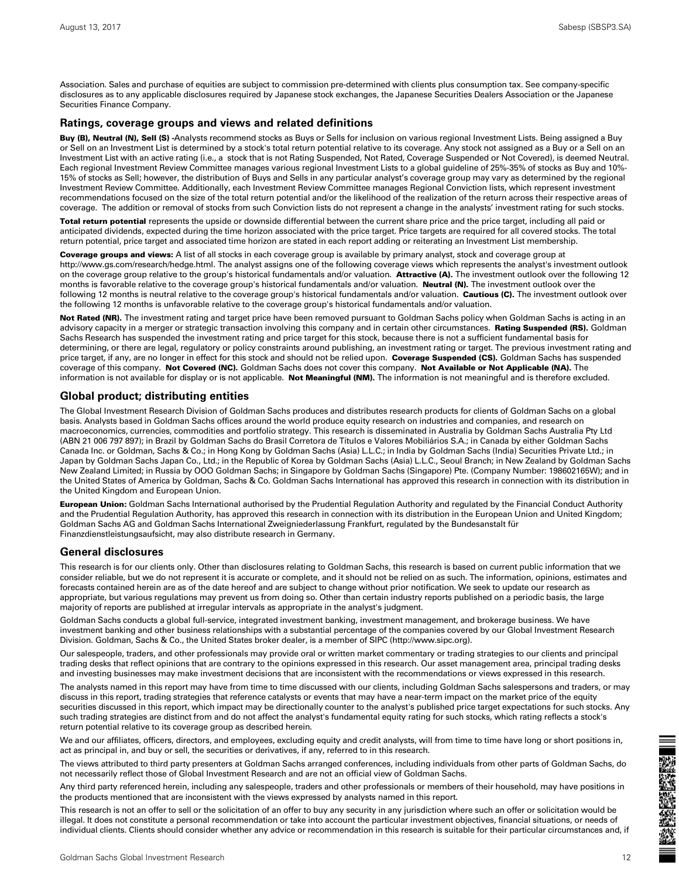Association. Sales and purchase of equities are subject to commission pre-determined with clients plus consumption tax. See company-specific disclosures as to any applicable disclosures required by Japanese stock exchanges, the Japanese Securities Dealers Association or the Japanese Securities Finance Company.

## Ratings, coverage groups and views and related definitions

**Buy (B), Neutral (N), Sell (S) -**Analysts recommend stocks as Buys or Sells for inclusion on various regional Investment Lists. Being assigned a Buy or Sell on an Investment List is determined by a stock's total return potential relative to its coverage. Any stock not assigned as a Buy or a Sell on an Investment List with an active rating (i.e., a stock that is not Rating Suspended, Not Rated, Coverage Suspended or Not Covered), is deemed Neutral. Each regional Investment Review Committee manages various regional Investment Lists to a global guideline of 25%-35% of stocks as Buy and 10%-15% of stocks as Sell; however, the distribution of Buys and Sells in any particular analyst's coverage group may vary as determined by the regional Investment Review Committee. Additionally, each Investment Review Committee manages Regional Conviction lists, which represent investment recommendations focused on the size of the total return potential and/or the likelihood of the realization of the return across their respective areas of coverage. The addition or removal of stocks from such Conviction lists do not represent a change in the analysts' investment rating for such stocks.

**Total return potential** represents the upside or downside differential between the current share price and the price target, including all paid or anticipated dividends, expected during the time horizon associated with the price target. Price targets are required for all covered stocks. The total return potential, price target and associated time horizon are stated in each report adding or reiterating an Investment List membership.

**Coverage groups and views:** A list of all stocks in each coverage group is available by primary analyst, stock and coverage group at http://www.gs.com/research/hedge.html. The analyst assigns one of the following coverage views which represents the analyst's investment outlook on the coverage group relative to the group's historical fundamentals and/or valuation. **Attractive (A).** The investment outlook over the following 12 months is favorable relative to the coverage group's historical fundamentals and/or valuation. **Neutral (N).** The investment outlook over the following 12 months is neutral relative to the coverage group's historical fundamentals and/or valuation. **Cautious (C).** The investment outlook over the following 12 months is unfavorable relative to the coverage group's historical fundamentals and/or valuation.

**Not Rated (NR).** The investment rating and target price have been removed pursuant to Goldman Sachs policy when Goldman Sachs is acting in an advisory capacity in a merger or strategic transaction involving this company and in certain other circumstances. **Rating Suspended (RS).** Goldman Sachs Research has suspended the investment rating and price target for this stock, because there is not a sufficient fundamental basis for determining, or there are legal, regulatory or policy constraints around publishing, an investment rating or target. The previous investment rating and price target, if any, are no longer in effect for this stock and should not be relied upon. **Coverage Suspended (CS).** Goldman Sachs has suspended coverage of this company. **Not Covered (NC).** Goldman Sachs does not cover this company. **Not Available or Not Applicable (NA).** The information is not available for display or is not applicable. **Not Meaningful (NM).** The information is not meaningful and is therefore excluded.

## Global product; distributing entities

The Global Investment Research Division of Goldman Sachs produces and distributes research products for clients of Goldman Sachs on a global basis. Analysts based in Goldman Sachs offices around the world produce equity research on industries and companies, and research on macroeconomics, currencies, commodities and portfolio strategy. This research is disseminated in Australia by Goldman Sachs Australia Pty Ltd (ABN 21 006 797 897); in Brazil by Goldman Sachs do Brasil Corretora de Títulos e Valores Mobiliários S.A.; in Canada by either Goldman Sachs Canada Inc. or Goldman, Sachs & Co.; in Hong Kong by Goldman Sachs (Asia) L.L.C.; in India by Goldman Sachs (India) Securities Private Ltd.; in Japan by Goldman Sachs Japan Co., Ltd.; in the Republic of Korea by Goldman Sachs (Asia) L.L.C., Seoul Branch; in New Zealand by Goldman Sachs New Zealand Limited; in Russia by OOO Goldman Sachs; in Singapore by Goldman Sachs (Singapore) Pte. (Company Number: 198602165W); and in the United States of America by Goldman, Sachs & Co. Goldman Sachs International has approved this research in connection with its distribution in the United Kingdom and European Union.

**European Union:** Goldman Sachs International authorised by the Prudential Regulation Authority and regulated by the Financial Conduct Authority and the Prudential Regulation Authority, has approved this research in connection with its distribution in the European Union and United Kingdom; Goldman Sachs AG and Goldman Sachs International Zweigniederlassung Frankfurt, regulated by the Bundesanstalt für Finanzdienstleistungsaufsicht, may also distribute research in Germany.

## General disclosures

This research is for our clients only. Other than disclosures relating to Goldman Sachs, this research is based on current public information that we consider reliable, but we do not represent it is accurate or complete, and it should not be relied on as such. The information, opinions, estimates and forecasts contained herein are as of the date hereof and are subject to change without prior notification. We seek to update our research as appropriate, but various regulations may prevent us from doing so. Other than certain industry reports published on a periodic basis, the large majority of reports are published at irregular intervals as appropriate in the analyst's judgment.

Goldman Sachs conducts a global full-service, integrated investment banking, investment management, and brokerage business. We have investment banking and other business relationships with a substantial percentage of the companies covered by our Global Investment Research Division. Goldman, Sachs & Co., the United States broker dealer, is a member of SIPC (http://www.sipc.org).

Our salespeople, traders, and other professionals may provide oral or written market commentary or trading strategies to our clients and principal trading desks that reflect opinions that are contrary to the opinions expressed in this research. Our asset management area, principal trading desks and investing businesses may make investment decisions that are inconsistent with the recommendations or views expressed in this research.

The analysts named in this report may have from time to time discussed with our clients, including Goldman Sachs salespersons and traders, or may discuss in this report, trading strategies that reference catalysts or events that may have a near-term impact on the market price of the equity securities discussed in this report, which impact may be directionally counter to the analyst's published price target expectations for such stocks. Any such trading strategies are distinct from and do not affect the analyst's fundamental equity rating for such stocks, which rating reflects a stock's return potential relative to its coverage group as described herein.

We and our affiliates, officers, directors, and employees, excluding equity and credit analysts, will from time to time have long or short positions in, act as principal in, and buy or sell, the securities or derivatives, if any, referred to in this research.

The views attributed to third party presenters at Goldman Sachs arranged conferences, including individuals from other parts of Goldman Sachs, do not necessarily reflect those of Global Investment Research and are not an official view of Goldman Sachs.

Any third party referenced herein, including any salespeople, traders and other professionals or members of their household, may have positions in the products mentioned that are inconsistent with the views expressed by analysts named in this report.

This research is not an offer to sell or the solicitation of an offer to buy any security in any jurisdiction where such an offer or solicitation would be illegal. It does not constitute a personal recommendation or take into account the particular investment objectives, financial situations, or needs of individual clients. Clients should consider whether any advice or recommendation in this research is suitable for their particular circumstances and, if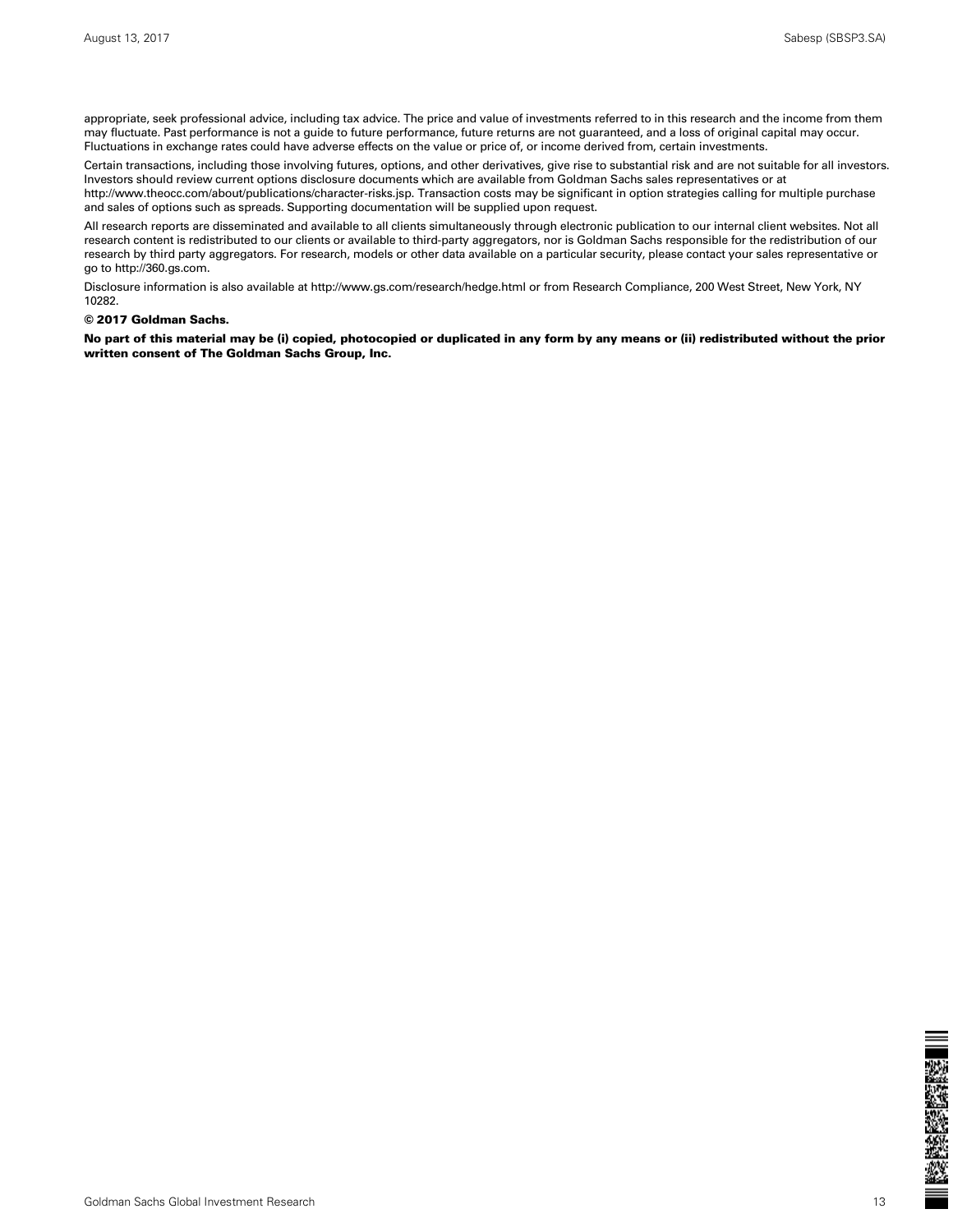appropriate, seek professional advice, including tax advice. The price and value of investments referred to in this research and the income from them may fluctuate. Past performance is not a guide to future performance, future returns are not guaranteed, and a loss of original capital may occur. Fluctuations in exchange rates could have adverse effects on the value or price of, or income derived from, certain investments.

Certain transactions, including those involving futures, options, and other derivatives, give rise to substantial risk and are not suitable for all investors. Investors should review current options disclosure documents which are available from Goldman Sachs sales representatives or at http://www.theocc.com/about/publications/character-risks.jsp. Transaction costs may be significant in option strategies calling for multiple purchase and sales of options such as spreads. Supporting documentation will be supplied upon request.

All research reports are disseminated and available to all clients simultaneously through electronic publication to our internal client websites. Not all research content is redistributed to our clients or available to third-party aggregators, nor is Goldman Sachs responsible for the redistribution of our research by third party aggregators. For research, models or other data available on a particular security, please contact your sales representative or go to http://360.gs.com.

Disclosure information is also available at http://www.gs.com/research/hedge.html or from Research Compliance, 200 West Street, New York, NY 10282.

**© 2017 Goldman Sachs.**

**No part of this material may be (i) copied, photocopied or duplicated in any form by any means or (ii) redistributed without the prior written consent of The Goldman Sachs Group, Inc.**